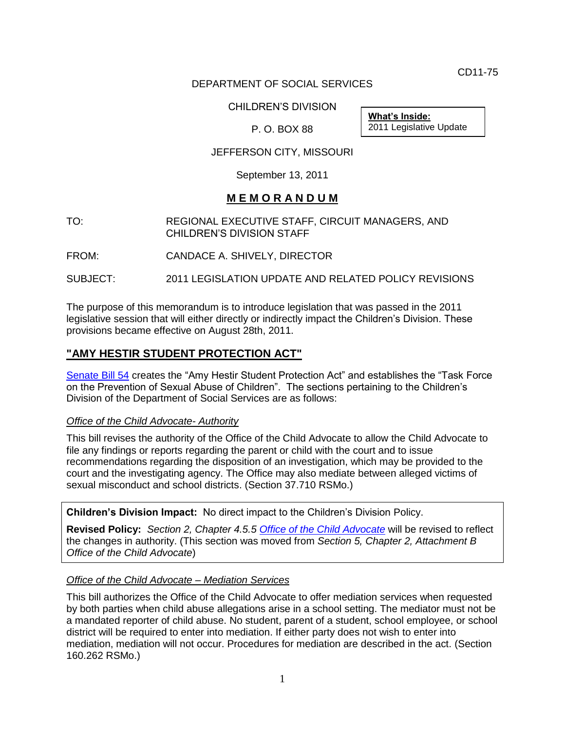CD11-75

DEPARTMENT OF SOCIAL SERVICES

CHILDREN'S DIVISION

P. O. BOX 88

JEFFERSON CITY, MISSOURI

September 13, 2011

**What's Inside:**
2011 Legislative Update

# M E M O R A N D U M

TO: REGIONAL EXECUTIVE STAFF, CIRCUIT MANAGERS, AND CHILDREN'S DIVISION STAFF

FROM: CANDACE A. SHIVELY, DIRECTOR

SUBJECT: 2011 LEGISLATION UPDATE AND RELATED POLICY REVISIONS

The purpose of this memorandum is to introduce legislation that was passed in the 2011 legislative session that will either directly or indirectly impact the Children's Division. These provisions became effective on August 28th, 2011.

## "AMY HESTIR STUDENT PROTECTION ACT"

Senate Bill 54 creates the "Amy Hestir Student Protection Act" and establishes the "Task Force on the Prevention of Sexual Abuse of Children". The sections pertaining to the Children's Division of the Department of Social Services are as follows:

*Office of the Child Advocate- Authority*

This bill revises the authority of the Office of the Child Advocate to allow the Child Advocate to file any findings or reports regarding the parent or child with the court and to issue recommendations regarding the disposition of an investigation, which may be provided to the court and the investigating agency. The Office may also mediate between alleged victims of sexual misconduct and school districts. (Section 37.710 RSMo.)

**Children's Division Impact:** No direct impact to the Children's Division Policy.

**Revised Policy:** *Section 2, Chapter 4.5.5 Office of the Child Advocate* will be revised to reflect the changes in authority. (This section was moved from *Section 5, Chapter 2, Attachment B Office of the Child Advocate*)

*Office of the Child Advocate – Mediation Services*

This bill authorizes the Office of the Child Advocate to offer mediation services when requested by both parties when child abuse allegations arise in a school setting. The mediator must not be a mandated reporter of child abuse. No student, parent of a student, school employee, or school district will be required to enter into mediation. If either party does not wish to enter into mediation, mediation will not occur. Procedures for mediation are described in the act. (Section 160.262 RSMo.)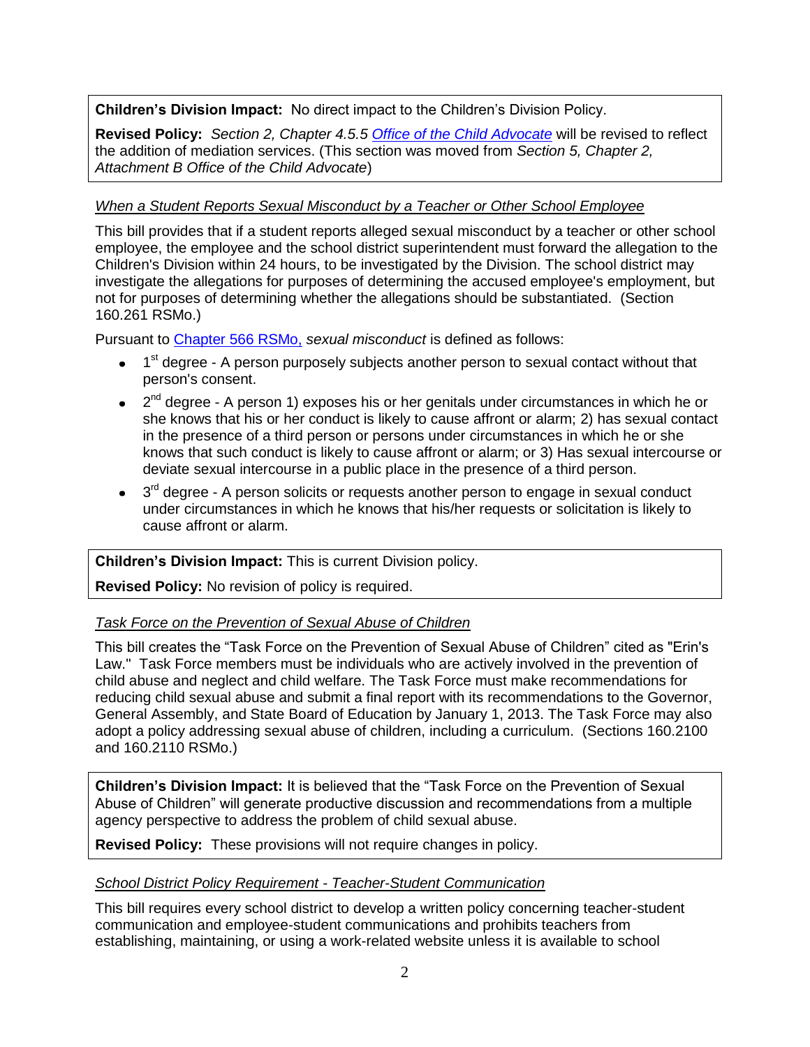**Children's Division Impact:** No direct impact to the Children's Division Policy.

**Revised Policy:** *Section 2, Chapter 4.5.5 Office of the Child Advocate* will be revised to reflect the addition of mediation services. (This section was moved from *Section 5, Chapter 2, Attachment B Office of the Child Advocate*)

*When a Student Reports Sexual Misconduct by a Teacher or Other School Employee*

This bill provides that if a student reports alleged sexual misconduct by a teacher or other school employee, the employee and the school district superintendent must forward the allegation to the Children's Division within 24 hours, to be investigated by the Division. The school district may investigate the allegations for purposes of determining the accused employee's employment, but not for purposes of determining whether the allegations should be substantiated. (Section 160.261 RSMo.)

Pursuant to Chapter 566 RSMo, *sexual misconduct* is defined as follows:

- 1st degree - A person purposely subjects another person to sexual contact without that person's consent.
- 2nd degree - A person 1) exposes his or her genitals under circumstances in which he or she knows that his or her conduct is likely to cause affront or alarm; 2) has sexual contact in the presence of a third person or persons under circumstances in which he or she knows that such conduct is likely to cause affront or alarm; or 3) Has sexual intercourse or deviate sexual intercourse in a public place in the presence of a third person.
- 3rd degree - A person solicits or requests another person to engage in sexual conduct under circumstances in which he knows that his/her requests or solicitation is likely to cause affront or alarm.

**Children's Division Impact:** This is current Division policy.

**Revised Policy:** No revision of policy is required.

*Task Force on the Prevention of Sexual Abuse of Children*

This bill creates the "Task Force on the Prevention of Sexual Abuse of Children" cited as "Erin's Law." Task Force members must be individuals who are actively involved in the prevention of child abuse and neglect and child welfare. The Task Force must make recommendations for reducing child sexual abuse and submit a final report with its recommendations to the Governor, General Assembly, and State Board of Education by January 1, 2013. The Task Force may also adopt a policy addressing sexual abuse of children, including a curriculum. (Sections 160.2100 and 160.2110 RSMo.)

**Children's Division Impact:** It is believed that the "Task Force on the Prevention of Sexual Abuse of Children" will generate productive discussion and recommendations from a multiple agency perspective to address the problem of child sexual abuse.

**Revised Policy:** These provisions will not require changes in policy.

*School District Policy Requirement - Teacher-Student Communication*

This bill requires every school district to develop a written policy concerning teacher-student communication and employee-student communications and prohibits teachers from establishing, maintaining, or using a work-related website unless it is available to school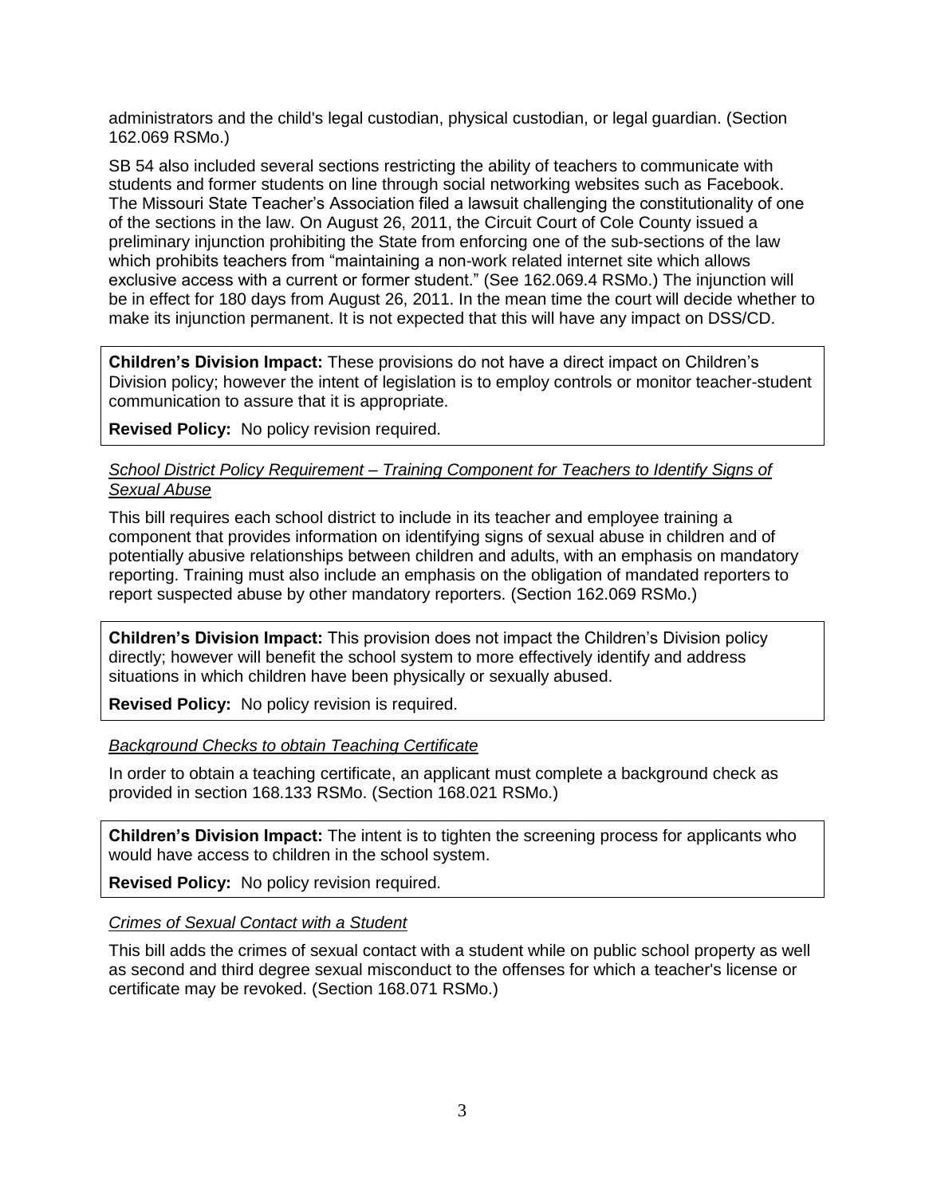administrators and the child's legal custodian, physical custodian, or legal guardian. (Section 162.069 RSMo.)

SB 54 also included several sections restricting the ability of teachers to communicate with students and former students on line through social networking websites such as Facebook. The Missouri State Teacher's Association filed a lawsuit challenging the constitutionality of one of the sections in the law. On August 26, 2011, the Circuit Court of Cole County issued a preliminary injunction prohibiting the State from enforcing one of the sub-sections of the law which prohibits teachers from "maintaining a non-work related internet site which allows exclusive access with a current or former student." (See 162.069.4 RSMo.) The injunction will be in effect for 180 days from August 26, 2011. In the mean time the court will decide whether to make its injunction permanent. It is not expected that this will have any impact on DSS/CD.

**Children's Division Impact:** These provisions do not have a direct impact on Children's Division policy; however the intent of legislation is to employ controls or monitor teacher-student communication to assure that it is appropriate.

**Revised Policy:** No policy revision required.

*School District Policy Requirement – Training Component for Teachers to Identify Signs of Sexual Abuse*

This bill requires each school district to include in its teacher and employee training a component that provides information on identifying signs of sexual abuse in children and of potentially abusive relationships between children and adults, with an emphasis on mandatory reporting. Training must also include an emphasis on the obligation of mandated reporters to report suspected abuse by other mandatory reporters. (Section 162.069 RSMo.)

**Children's Division Impact:** This provision does not impact the Children's Division policy directly; however will benefit the school system to more effectively identify and address situations in which children have been physically or sexually abused.

**Revised Policy:** No policy revision is required.

*Background Checks to obtain Teaching Certificate*

In order to obtain a teaching certificate, an applicant must complete a background check as provided in section 168.133 RSMo. (Section 168.021 RSMo.)

**Children's Division Impact:** The intent is to tighten the screening process for applicants who would have access to children in the school system.

**Revised Policy:** No policy revision required.

*Crimes of Sexual Contact with a Student*

This bill adds the crimes of sexual contact with a student while on public school property as well as second and third degree sexual misconduct to the offenses for which a teacher's license or certificate may be revoked. (Section 168.071 RSMo.)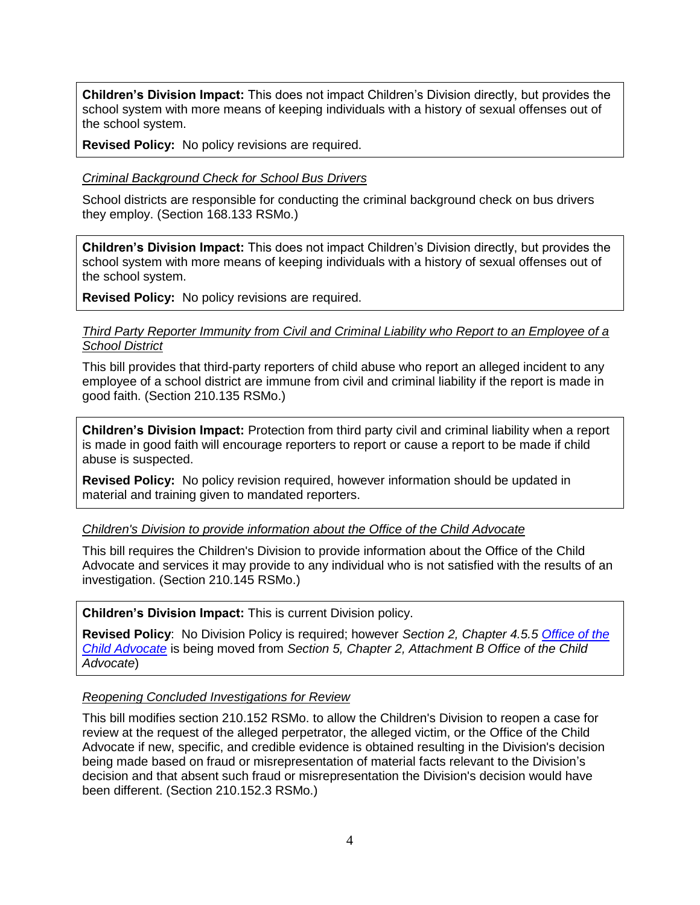**Children's Division Impact:** This does not impact Children's Division directly, but provides the school system with more means of keeping individuals with a history of sexual offenses out of the school system.

**Revised Policy:** No policy revisions are required.

*Criminal Background Check for School Bus Drivers*

School districts are responsible for conducting the criminal background check on bus drivers they employ. (Section 168.133 RSMo.)

**Children's Division Impact:** This does not impact Children's Division directly, but provides the school system with more means of keeping individuals with a history of sexual offenses out of the school system.

**Revised Policy:** No policy revisions are required.

*Third Party Reporter Immunity from Civil and Criminal Liability who Report to an Employee of a School District*

This bill provides that third-party reporters of child abuse who report an alleged incident to any employee of a school district are immune from civil and criminal liability if the report is made in good faith. (Section 210.135 RSMo.)

**Children's Division Impact:** Protection from third party civil and criminal liability when a report is made in good faith will encourage reporters to report or cause a report to be made if child abuse is suspected.

**Revised Policy:** No policy revision required, however information should be updated in material and training given to mandated reporters.

*Children's Division to provide information about the Office of the Child Advocate*

This bill requires the Children's Division to provide information about the Office of the Child Advocate and services it may provide to any individual who is not satisfied with the results of an investigation. (Section 210.145 RSMo.)

**Children's Division Impact:** This is current Division policy.

**Revised Policy**: No Division Policy is required; however *Section 2, Chapter 4.5.5* *Office of the Child Advocate* is being moved from *Section 5, Chapter 2, Attachment B Office of the Child Advocate*)

*Reopening Concluded Investigations for Review*

This bill modifies section 210.152 RSMo. to allow the Children's Division to reopen a case for review at the request of the alleged perpetrator, the alleged victim, or the Office of the Child Advocate if new, specific, and credible evidence is obtained resulting in the Division's decision being made based on fraud or misrepresentation of material facts relevant to the Division's decision and that absent such fraud or misrepresentation the Division's decision would have been different. (Section 210.152.3 RSMo.)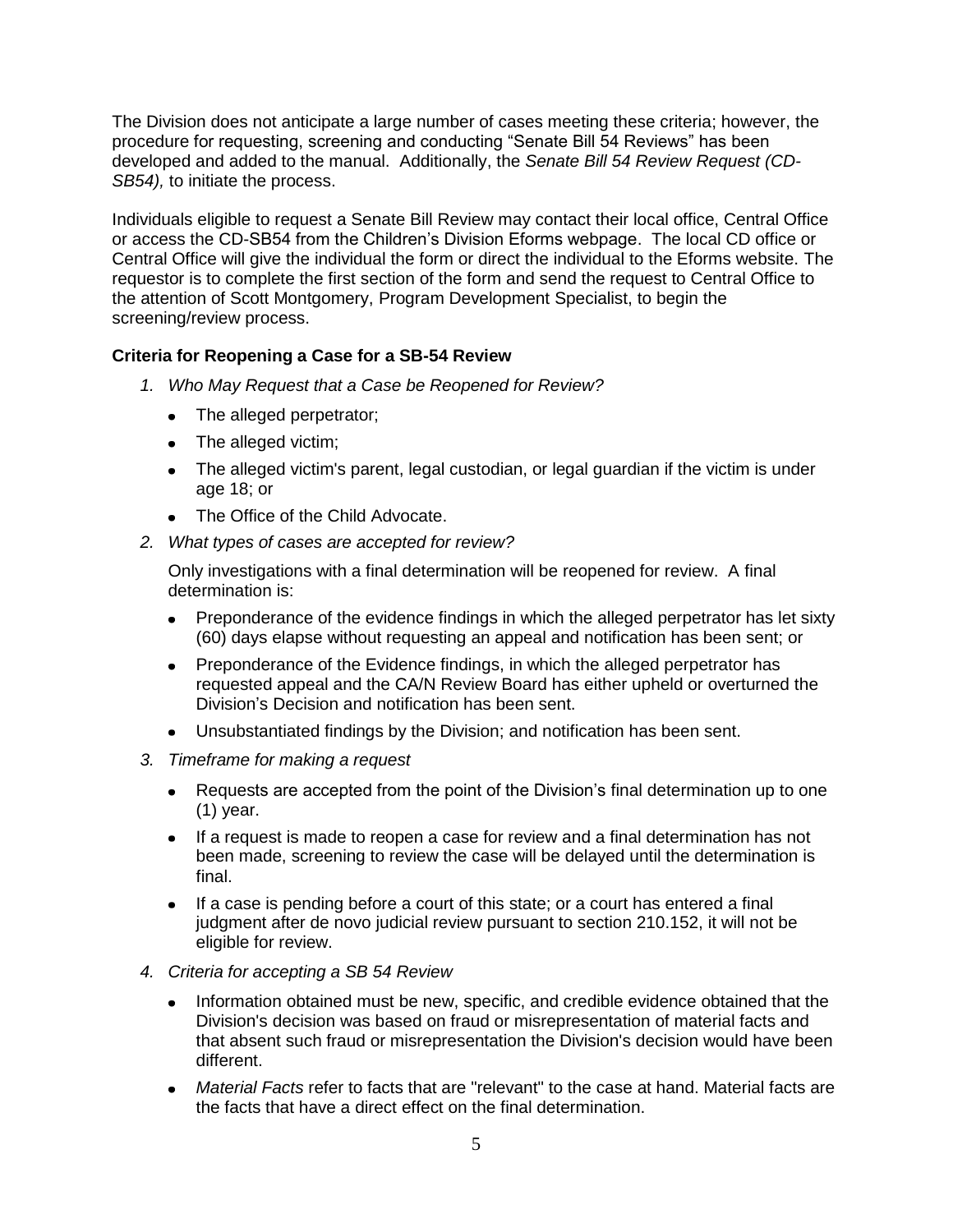The Division does not anticipate a large number of cases meeting these criteria; however, the procedure for requesting, screening and conducting "Senate Bill 54 Reviews" has been developed and added to the manual. Additionally, the *Senate Bill 54 Review Request (CD-SB54),* to initiate the process.

Individuals eligible to request a Senate Bill Review may contact their local office, Central Office or access the CD-SB54 from the Children's Division Eforms webpage. The local CD office or Central Office will give the individual the form or direct the individual to the Eforms website. The requestor is to complete the first section of the form and send the request to Central Office to the attention of Scott Montgomery, Program Development Specialist, to begin the screening/review process.

**Criteria for Reopening a Case for a SB-54 Review**

1. *Who May Request that a Case be Reopened for Review?*
   - The alleged perpetrator;
   - The alleged victim;
   - The alleged victim's parent, legal custodian, or legal guardian if the victim is under age 18; or
   - The Office of the Child Advocate.
2. *What types of cases are accepted for review?*

   Only investigations with a final determination will be reopened for review. A final determination is:
   - Preponderance of the evidence findings in which the alleged perpetrator has let sixty (60) days elapse without requesting an appeal and notification has been sent; or
   - Preponderance of the Evidence findings, in which the alleged perpetrator has requested appeal and the CA/N Review Board has either upheld or overturned the Division's Decision and notification has been sent.
   - Unsubstantiated findings by the Division; and notification has been sent.
3. *Timeframe for making a request*
   - Requests are accepted from the point of the Division's final determination up to one (1) year.
   - If a request is made to reopen a case for review and a final determination has not been made, screening to review the case will be delayed until the determination is final.
   - If a case is pending before a court of this state; or a court has entered a final judgment after de novo judicial review pursuant to section 210.152, it will not be eligible for review.
4. *Criteria for accepting a SB 54 Review*
   - Information obtained must be new, specific, and credible evidence obtained that the Division's decision was based on fraud or misrepresentation of material facts and that absent such fraud or misrepresentation the Division's decision would have been different.
   - *Material Facts* refer to facts that are "relevant" to the case at hand. Material facts are the facts that have a direct effect on the final determination.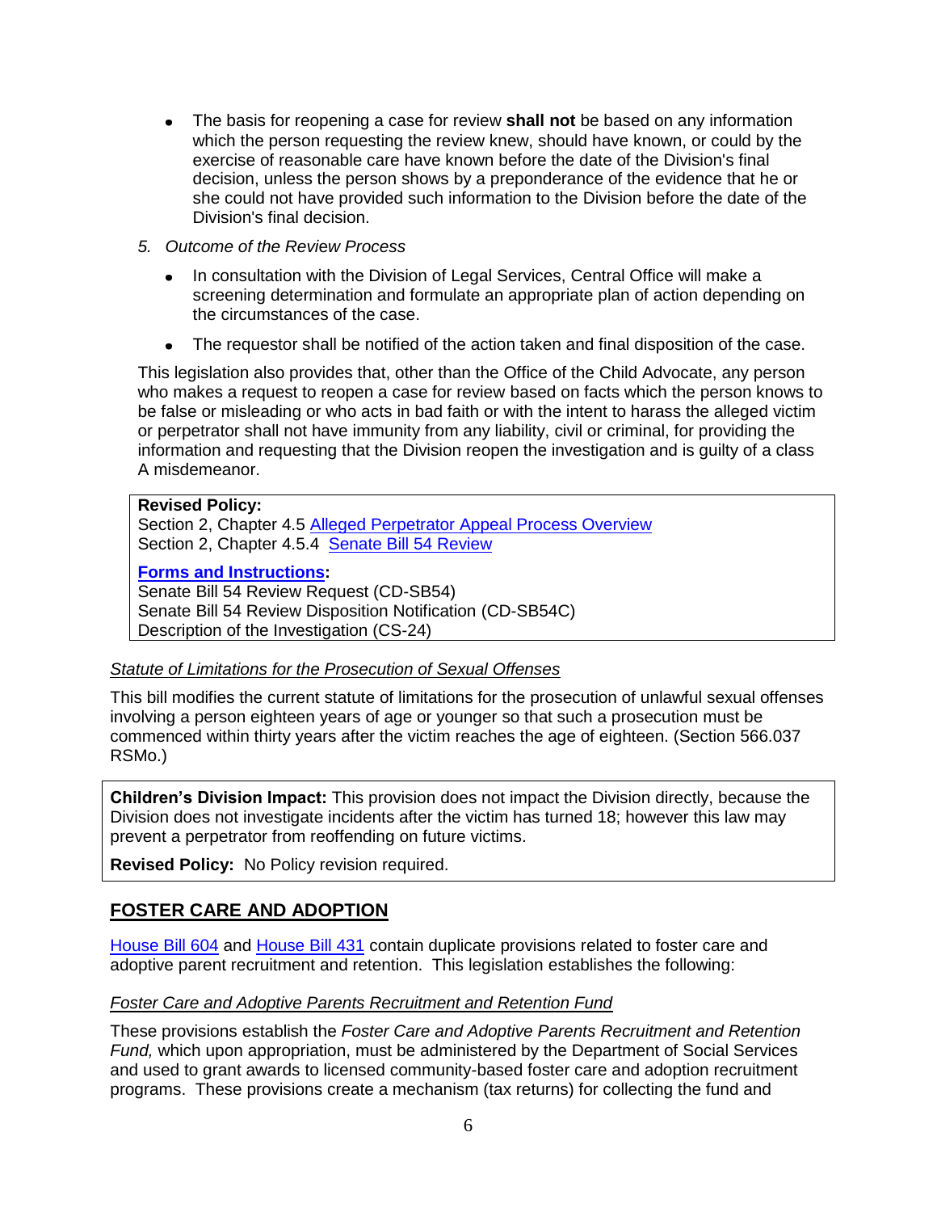- The basis for reopening a case for review **shall not** be based on any information which the person requesting the review knew, should have known, or could by the exercise of reasonable care have known before the date of the Division's final decision, unless the person shows by a preponderance of the evidence that he or she could not have provided such information to the Division before the date of the Division's final decision.

5. *Outcome of the Review Process*

   - In consultation with the Division of Legal Services, Central Office will make a screening determination and formulate an appropriate plan of action depending on the circumstances of the case.
   - The requestor shall be notified of the action taken and final disposition of the case.

This legislation also provides that, other than the Office of the Child Advocate, any person who makes a request to reopen a case for review based on facts which the person knows to be false or misleading or who acts in bad faith or with the intent to harass the alleged victim or perpetrator shall not have immunity from any liability, civil or criminal, for providing the information and requesting that the Division reopen the investigation and is guilty of a class A misdemeanor.

**Revised Policy:**
Section 2, Chapter 4.5 Alleged Perpetrator Appeal Process Overview
Section 2, Chapter 4.5.4 Senate Bill 54 Review

**Forms and Instructions:**
Senate Bill 54 Review Request (CD-SB54)
Senate Bill 54 Review Disposition Notification (CD-SB54C)
Description of the Investigation (CS-24)

*Statute of Limitations for the Prosecution of Sexual Offenses*

This bill modifies the current statute of limitations for the prosecution of unlawful sexual offenses involving a person eighteen years of age or younger so that such a prosecution must be commenced within thirty years after the victim reaches the age of eighteen. (Section 566.037 RSMo.)

**Children's Division Impact:** This provision does not impact the Division directly, because the Division does not investigate incidents after the victim has turned 18; however this law may prevent a perpetrator from reoffending on future victims.

**Revised Policy:** No Policy revision required.

## FOSTER CARE AND ADOPTION

House Bill 604 and House Bill 431 contain duplicate provisions related to foster care and adoptive parent recruitment and retention. This legislation establishes the following:

*Foster Care and Adoptive Parents Recruitment and Retention Fund*

These provisions establish the *Foster Care and Adoptive Parents Recruitment and Retention Fund,* which upon appropriation, must be administered by the Department of Social Services and used to grant awards to licensed community-based foster care and adoption recruitment programs. These provisions create a mechanism (tax returns) for collecting the fund and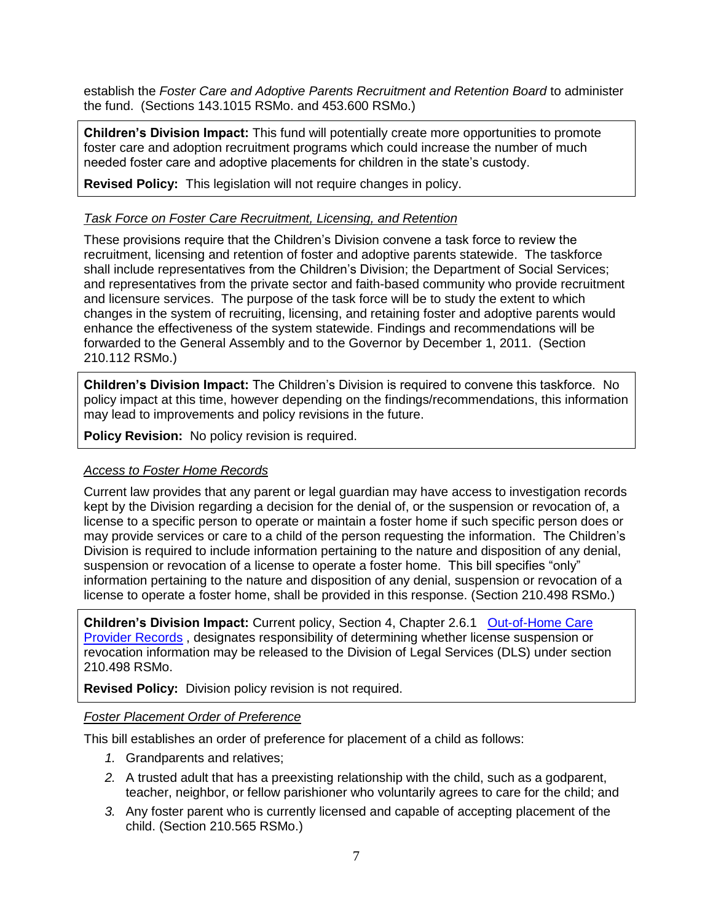establish the *Foster Care and Adoptive Parents Recruitment and Retention Board* to administer the fund. (Sections 143.1015 RSMo. and 453.600 RSMo.)

**Children's Division Impact:** This fund will potentially create more opportunities to promote foster care and adoption recruitment programs which could increase the number of much needed foster care and adoptive placements for children in the state's custody.

**Revised Policy:** This legislation will not require changes in policy.

*Task Force on Foster Care Recruitment, Licensing, and Retention*

These provisions require that the Children's Division convene a task force to review the recruitment, licensing and retention of foster and adoptive parents statewide. The taskforce shall include representatives from the Children's Division; the Department of Social Services; and representatives from the private sector and faith-based community who provide recruitment and licensure services. The purpose of the task force will be to study the extent to which changes in the system of recruiting, licensing, and retaining foster and adoptive parents would enhance the effectiveness of the system statewide. Findings and recommendations will be forwarded to the General Assembly and to the Governor by December 1, 2011. (Section 210.112 RSMo.)

**Children's Division Impact:** The Children's Division is required to convene this taskforce. No policy impact at this time, however depending on the findings/recommendations, this information may lead to improvements and policy revisions in the future.

**Policy Revision:** No policy revision is required.

*Access to Foster Home Records*

Current law provides that any parent or legal guardian may have access to investigation records kept by the Division regarding a decision for the denial of, or the suspension or revocation of, a license to a specific person to operate or maintain a foster home if such specific person does or may provide services or care to a child of the person requesting the information. The Children's Division is required to include information pertaining to the nature and disposition of any denial, suspension or revocation of a license to operate a foster home. This bill specifies "only" information pertaining to the nature and disposition of any denial, suspension or revocation of a license to operate a foster home, shall be provided in this response. (Section 210.498 RSMo.)

**Children's Division Impact:** Current policy, Section 4, Chapter 2.6.1 [Out-of-Home Care Provider Records](), designates responsibility of determining whether license suspension or revocation information may be released to the Division of Legal Services (DLS) under section 210.498 RSMo.

**Revised Policy:** Division policy revision is not required.

*Foster Placement Order of Preference*

This bill establishes an order of preference for placement of a child as follows:

1. Grandparents and relatives;
2. A trusted adult that has a preexisting relationship with the child, such as a godparent, teacher, neighbor, or fellow parishioner who voluntarily agrees to care for the child; and
3. Any foster parent who is currently licensed and capable of accepting placement of the child. (Section 210.565 RSMo.)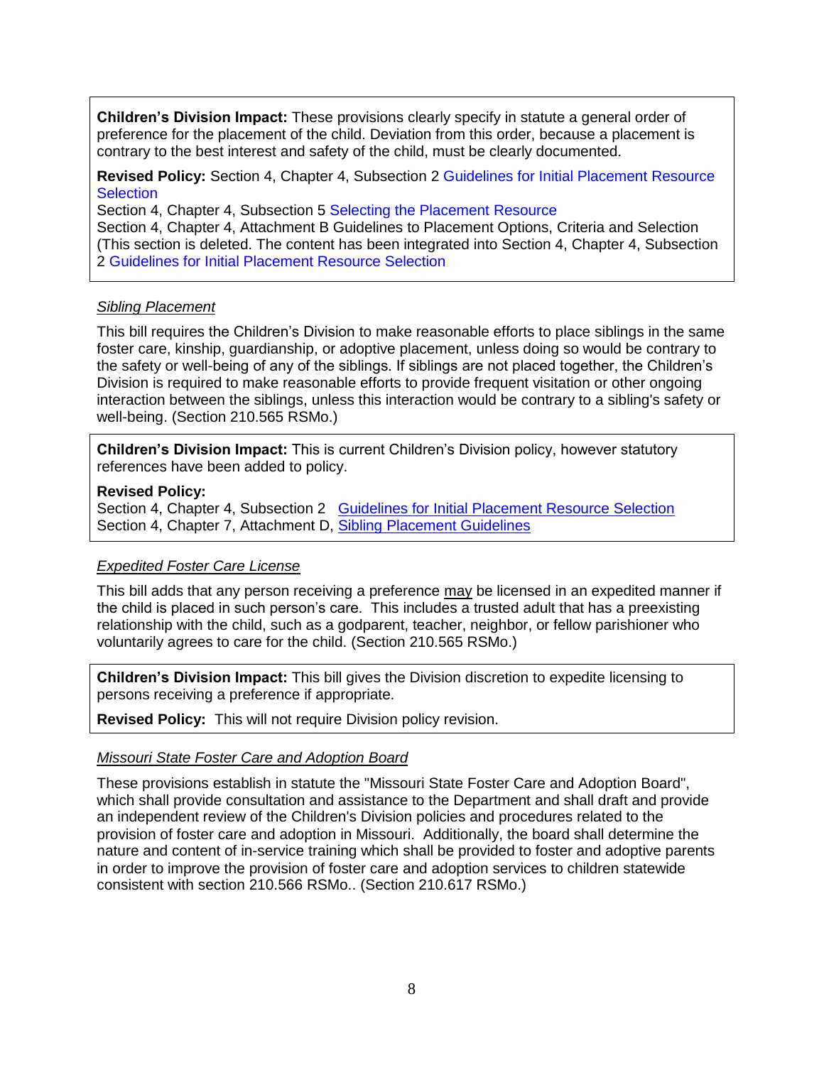**Children's Division Impact:** These provisions clearly specify in statute a general order of preference for the placement of the child. Deviation from this order, because a placement is contrary to the best interest and safety of the child, must be clearly documented.

**Revised Policy:** Section 4, Chapter 4, Subsection 2 Guidelines for Initial Placement Resource Selection
Section 4, Chapter 4, Subsection 5 Selecting the Placement Resource
Section 4, Chapter 4, Attachment B Guidelines to Placement Options, Criteria and Selection (This section is deleted. The content has been integrated into Section 4, Chapter 4, Subsection 2 Guidelines for Initial Placement Resource Selection

*Sibling Placement*

This bill requires the Children's Division to make reasonable efforts to place siblings in the same foster care, kinship, guardianship, or adoptive placement, unless doing so would be contrary to the safety or well-being of any of the siblings. If siblings are not placed together, the Children's Division is required to make reasonable efforts to provide frequent visitation or other ongoing interaction between the siblings, unless this interaction would be contrary to a sibling's safety or well-being. (Section 210.565 RSMo.)

**Children's Division Impact:** This is current Children's Division policy, however statutory references have been added to policy.

**Revised Policy:**
Section 4, Chapter 4, Subsection 2 Guidelines for Initial Placement Resource Selection
Section 4, Chapter 7, Attachment D, Sibling Placement Guidelines

*Expedited Foster Care License*

This bill adds that any person receiving a preference may be licensed in an expedited manner if the child is placed in such person's care. This includes a trusted adult that has a preexisting relationship with the child, such as a godparent, teacher, neighbor, or fellow parishioner who voluntarily agrees to care for the child. (Section 210.565 RSMo.)

**Children's Division Impact:** This bill gives the Division discretion to expedite licensing to persons receiving a preference if appropriate.

**Revised Policy:** This will not require Division policy revision.

*Missouri State Foster Care and Adoption Board*

These provisions establish in statute the "Missouri State Foster Care and Adoption Board", which shall provide consultation and assistance to the Department and shall draft and provide an independent review of the Children's Division policies and procedures related to the provision of foster care and adoption in Missouri. Additionally, the board shall determine the nature and content of in-service training which shall be provided to foster and adoptive parents in order to improve the provision of foster care and adoption services to children statewide consistent with section 210.566 RSMo.. (Section 210.617 RSMo.)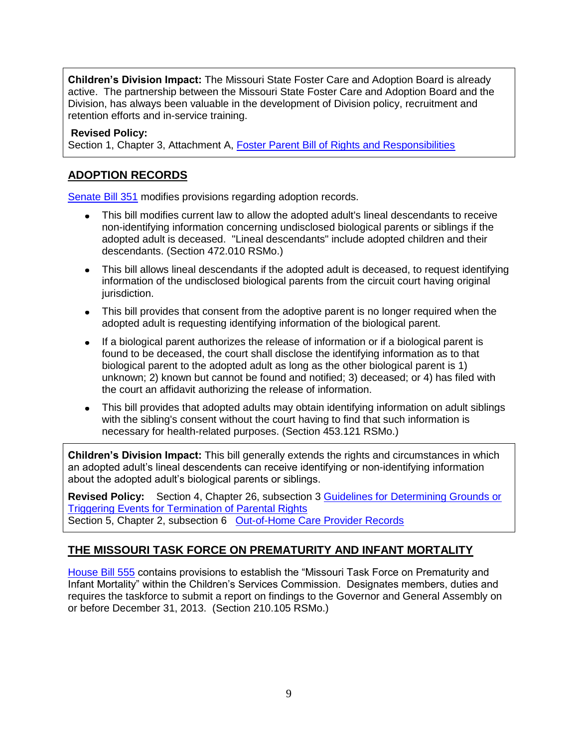**Children's Division Impact:** The Missouri State Foster Care and Adoption Board is already active. The partnership between the Missouri State Foster Care and Adoption Board and the Division, has always been valuable in the development of Division policy, recruitment and retention efforts and in-service training.

**Revised Policy:**
Section 1, Chapter 3, Attachment A, Foster Parent Bill of Rights and Responsibilities

## ADOPTION RECORDS

Senate Bill 351 modifies provisions regarding adoption records.

- This bill modifies current law to allow the adopted adult's lineal descendants to receive non-identifying information concerning undisclosed biological parents or siblings if the adopted adult is deceased. "Lineal descendants" include adopted children and their descendants. (Section 472.010 RSMo.)
- This bill allows lineal descendants if the adopted adult is deceased, to request identifying information of the undisclosed biological parents from the circuit court having original jurisdiction.
- This bill provides that consent from the adoptive parent is no longer required when the adopted adult is requesting identifying information of the biological parent.
- If a biological parent authorizes the release of information or if a biological parent is found to be deceased, the court shall disclose the identifying information as to that biological parent to the adopted adult as long as the other biological parent is 1) unknown; 2) known but cannot be found and notified; 3) deceased; or 4) has filed with the court an affidavit authorizing the release of information.
- This bill provides that adopted adults may obtain identifying information on adult siblings with the sibling's consent without the court having to find that such information is necessary for health-related purposes. (Section 453.121 RSMo.)

**Children's Division Impact:** This bill generally extends the rights and circumstances in which an adopted adult's lineal descendents can receive identifying or non-identifying information about the adopted adult's biological parents or siblings.

**Revised Policy:** Section 4, Chapter 26, subsection 3 Guidelines for Determining Grounds or Triggering Events for Termination of Parental Rights
Section 5, Chapter 2, subsection 6 Out-of-Home Care Provider Records

## THE MISSOURI TASK FORCE ON PREMATURITY AND INFANT MORTALITY

House Bill 555 contains provisions to establish the "Missouri Task Force on Prematurity and Infant Mortality" within the Children's Services Commission. Designates members, duties and requires the taskforce to submit a report on findings to the Governor and General Assembly on or before December 31, 2013. (Section 210.105 RSMo.)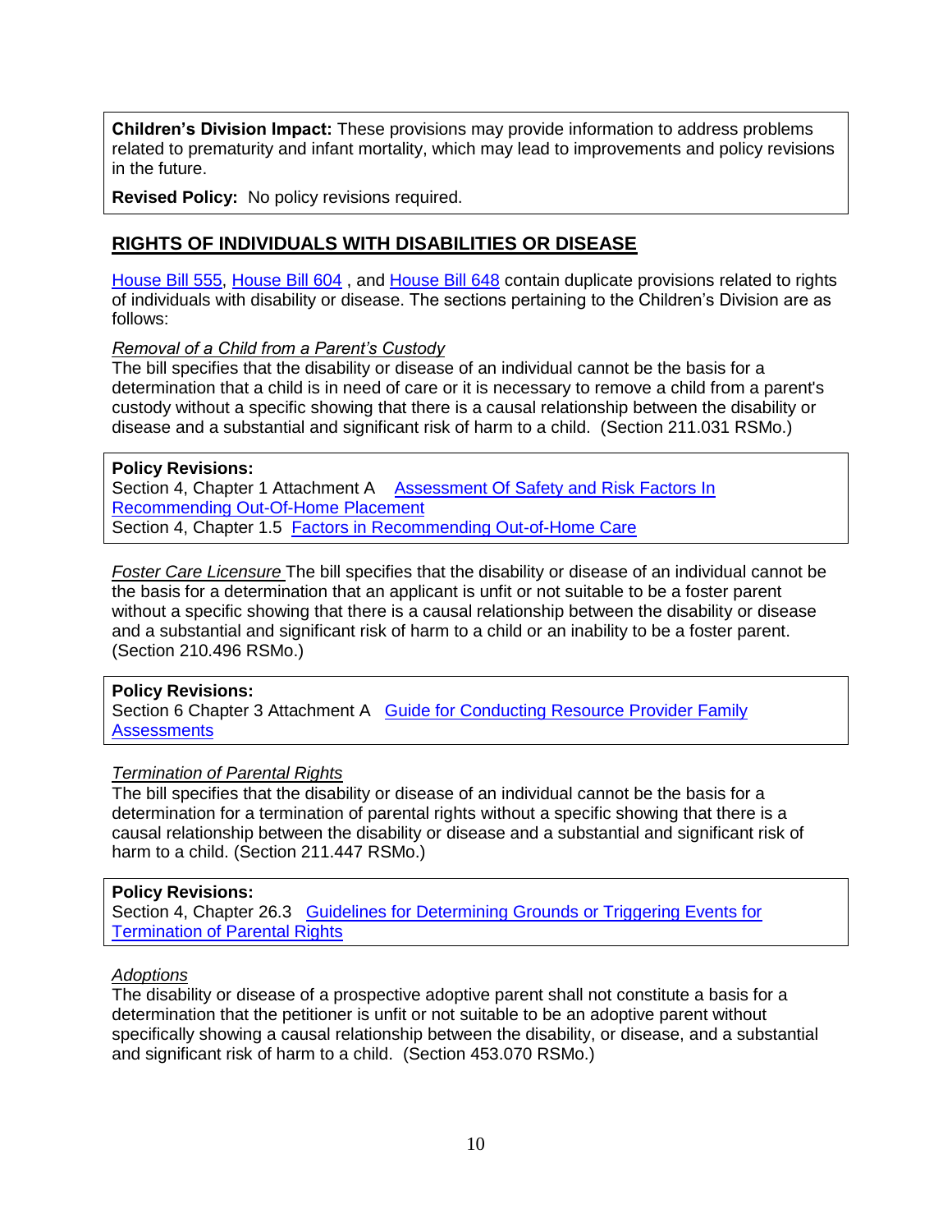**Children's Division Impact:** These provisions may provide information to address problems related to prematurity and infant mortality, which may lead to improvements and policy revisions in the future.

**Revised Policy:** No policy revisions required.

## RIGHTS OF INDIVIDUALS WITH DISABILITIES OR DISEASE

House Bill 555, House Bill 604 , and House Bill 648 contain duplicate provisions related to rights of individuals with disability or disease. The sections pertaining to the Children's Division are as follows:

*Removal of a Child from a Parent's Custody*
The bill specifies that the disability or disease of an individual cannot be the basis for a determination that a child is in need of care or it is necessary to remove a child from a parent's custody without a specific showing that there is a causal relationship between the disability or disease and a substantial and significant risk of harm to a child. (Section 211.031 RSMo.)

**Policy Revisions:**
Section 4, Chapter 1 Attachment A Assessment Of Safety and Risk Factors In Recommending Out-Of-Home Placement
Section 4, Chapter 1.5 Factors in Recommending Out-of-Home Care

*Foster Care Licensure* The bill specifies that the disability or disease of an individual cannot be the basis for a determination that an applicant is unfit or not suitable to be a foster parent without a specific showing that there is a causal relationship between the disability or disease and a substantial and significant risk of harm to a child or an inability to be a foster parent. (Section 210.496 RSMo.)

**Policy Revisions:**
Section 6 Chapter 3 Attachment A Guide for Conducting Resource Provider Family Assessments

*Termination of Parental Rights*
The bill specifies that the disability or disease of an individual cannot be the basis for a determination for a termination of parental rights without a specific showing that there is a causal relationship between the disability or disease and a substantial and significant risk of harm to a child. (Section 211.447 RSMo.)

**Policy Revisions:**
Section 4, Chapter 26.3 Guidelines for Determining Grounds or Triggering Events for Termination of Parental Rights

*Adoptions*
The disability or disease of a prospective adoptive parent shall not constitute a basis for a determination that the petitioner is unfit or not suitable to be an adoptive parent without specifically showing a causal relationship between the disability, or disease, and a substantial and significant risk of harm to a child. (Section 453.070 RSMo.)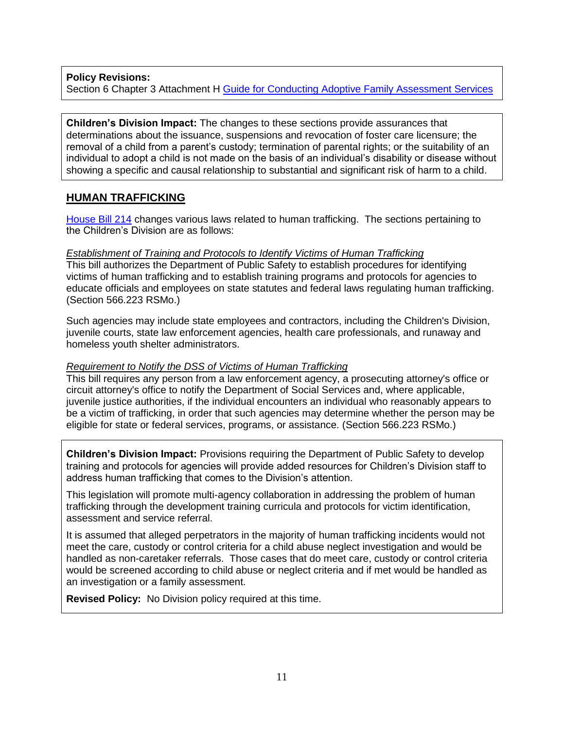**Policy Revisions:**
Section 6 Chapter 3 Attachment H [Guide for Conducting Adoptive Family Assessment Services]

**Children's Division Impact:** The changes to these sections provide assurances that determinations about the issuance, suspensions and revocation of foster care licensure; the removal of a child from a parent's custody; termination of parental rights; or the suitability of an individual to adopt a child is not made on the basis of an individual's disability or disease without showing a specific and causal relationship to substantial and significant risk of harm to a child.

## HUMAN TRAFFICKING

[House Bill 214] changes various laws related to human trafficking. The sections pertaining to the Children's Division are as follows:

*Establishment of Training and Protocols to Identify Victims of Human Trafficking*
This bill authorizes the Department of Public Safety to establish procedures for identifying victims of human trafficking and to establish training programs and protocols for agencies to educate officials and employees on state statutes and federal laws regulating human trafficking. (Section 566.223 RSMo.)

Such agencies may include state employees and contractors, including the Children's Division, juvenile courts, state law enforcement agencies, health care professionals, and runaway and homeless youth shelter administrators.

*Requirement to Notify the DSS of Victims of Human Trafficking*
This bill requires any person from a law enforcement agency, a prosecuting attorney's office or circuit attorney's office to notify the Department of Social Services and, where applicable, juvenile justice authorities, if the individual encounters an individual who reasonably appears to be a victim of trafficking, in order that such agencies may determine whether the person may be eligible for state or federal services, programs, or assistance. (Section 566.223 RSMo.)

**Children's Division Impact:** Provisions requiring the Department of Public Safety to develop training and protocols for agencies will provide added resources for Children's Division staff to address human trafficking that comes to the Division's attention.

This legislation will promote multi-agency collaboration in addressing the problem of human trafficking through the development training curricula and protocols for victim identification, assessment and service referral.

It is assumed that alleged perpetrators in the majority of human trafficking incidents would not meet the care, custody or control criteria for a child abuse neglect investigation and would be handled as non-caretaker referrals. Those cases that do meet care, custody or control criteria would be screened according to child abuse or neglect criteria and if met would be handled as an investigation or a family assessment.

**Revised Policy:** No Division policy required at this time.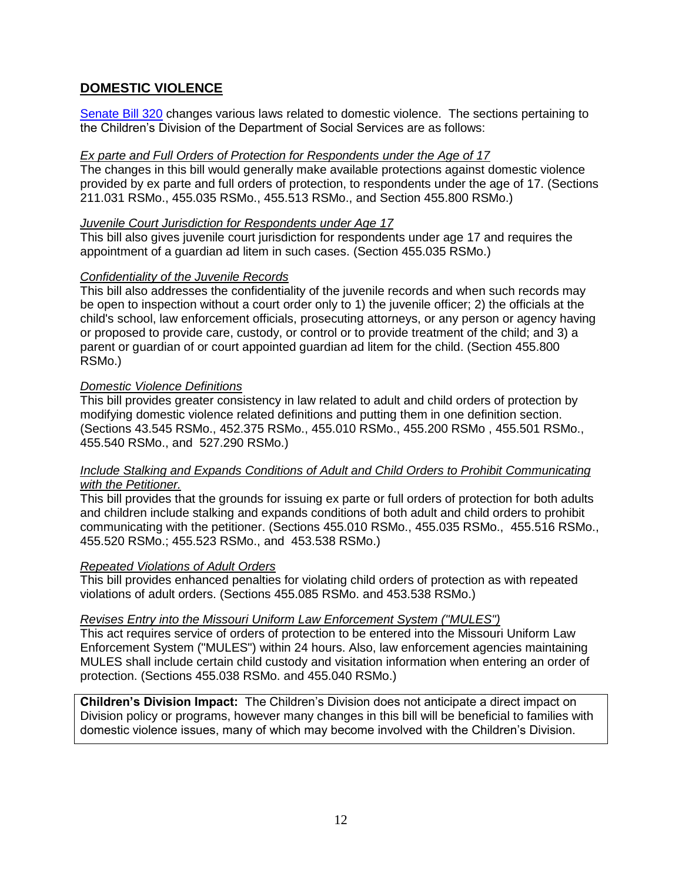## DOMESTIC VIOLENCE

Senate Bill 320 changes various laws related to domestic violence. The sections pertaining to the Children's Division of the Department of Social Services are as follows:

*Ex parte and Full Orders of Protection for Respondents under the Age of 17*

The changes in this bill would generally make available protections against domestic violence provided by ex parte and full orders of protection, to respondents under the age of 17. (Sections 211.031 RSMo., 455.035 RSMo., 455.513 RSMo., and Section 455.800 RSMo.)

*Juvenile Court Jurisdiction for Respondents under Age 17*

This bill also gives juvenile court jurisdiction for respondents under age 17 and requires the appointment of a guardian ad litem in such cases. (Section 455.035 RSMo.)

*Confidentiality of the Juvenile Records*

This bill also addresses the confidentiality of the juvenile records and when such records may be open to inspection without a court order only to 1) the juvenile officer; 2) the officials at the child's school, law enforcement officials, prosecuting attorneys, or any person or agency having or proposed to provide care, custody, or control or to provide treatment of the child; and 3) a parent or guardian of or court appointed guardian ad litem for the child. (Section 455.800 RSMo.)

*Domestic Violence Definitions*

This bill provides greater consistency in law related to adult and child orders of protection by modifying domestic violence related definitions and putting them in one definition section. (Sections 43.545 RSMo., 452.375 RSMo., 455.010 RSMo., 455.200 RSMo , 455.501 RSMo., 455.540 RSMo., and 527.290 RSMo.)

*Include Stalking and Expands Conditions of Adult and Child Orders to Prohibit Communicating with the Petitioner.*

This bill provides that the grounds for issuing ex parte or full orders of protection for both adults and children include stalking and expands conditions of both adult and child orders to prohibit communicating with the petitioner. (Sections 455.010 RSMo., 455.035 RSMo., 455.516 RSMo., 455.520 RSMo.; 455.523 RSMo., and 453.538 RSMo.)

*Repeated Violations of Adult Orders*

This bill provides enhanced penalties for violating child orders of protection as with repeated violations of adult orders. (Sections 455.085 RSMo. and 453.538 RSMo.)

*Revises Entry into the Missouri Uniform Law Enforcement System ("MULES")*

This act requires service of orders of protection to be entered into the Missouri Uniform Law Enforcement System ("MULES") within 24 hours. Also, law enforcement agencies maintaining MULES shall include certain child custody and visitation information when entering an order of protection. (Sections 455.038 RSMo. and 455.040 RSMo.)

**Children's Division Impact:** The Children's Division does not anticipate a direct impact on Division policy or programs, however many changes in this bill will be beneficial to families with domestic violence issues, many of which may become involved with the Children's Division.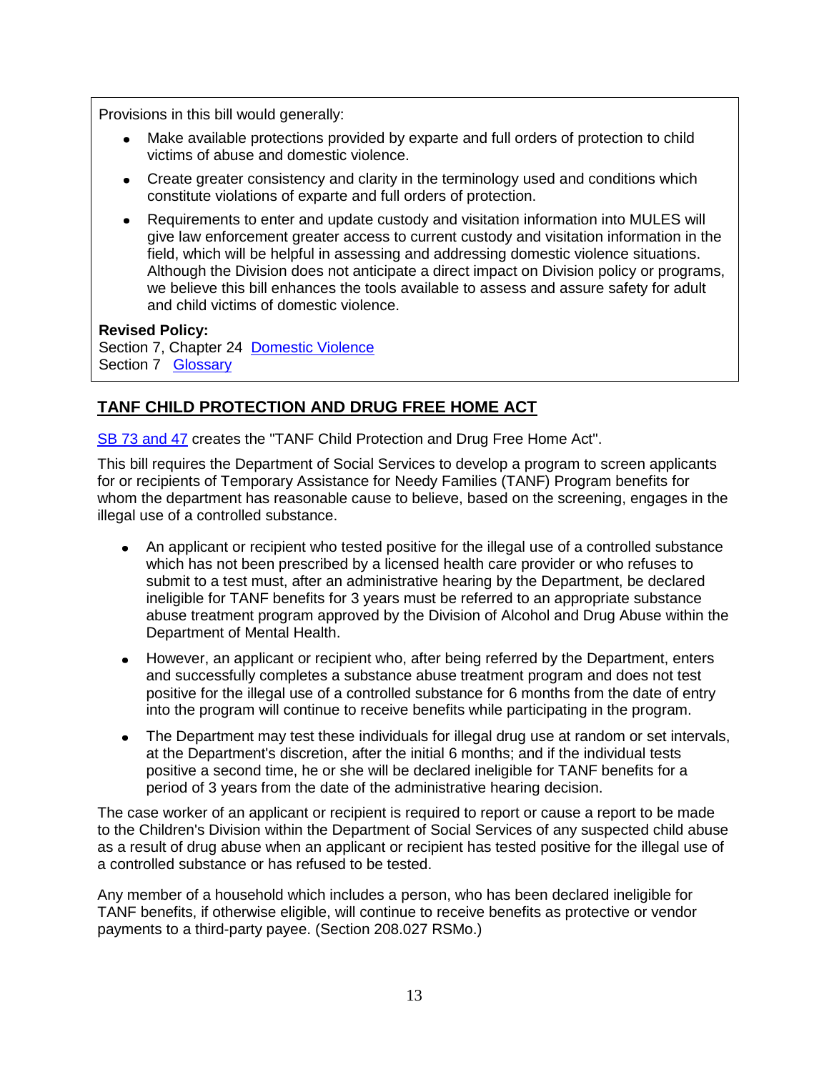Provisions in this bill would generally:

- Make available protections provided by exparte and full orders of protection to child victims of abuse and domestic violence.
- Create greater consistency and clarity in the terminology used and conditions which constitute violations of exparte and full orders of protection.
- Requirements to enter and update custody and visitation information into MULES will give law enforcement greater access to current custody and visitation information in the field, which will be helpful in assessing and addressing domestic violence situations. Although the Division does not anticipate a direct impact on Division policy or programs, we believe this bill enhances the tools available to assess and assure safety for adult and child victims of domestic violence.

**Revised Policy:**
Section 7, Chapter 24 Domestic Violence
Section 7 Glossary

## TANF CHILD PROTECTION AND DRUG FREE HOME ACT

SB 73 and 47 creates the "TANF Child Protection and Drug Free Home Act".

This bill requires the Department of Social Services to develop a program to screen applicants for or recipients of Temporary Assistance for Needy Families (TANF) Program benefits for whom the department has reasonable cause to believe, based on the screening, engages in the illegal use of a controlled substance.

- An applicant or recipient who tested positive for the illegal use of a controlled substance which has not been prescribed by a licensed health care provider or who refuses to submit to a test must, after an administrative hearing by the Department, be declared ineligible for TANF benefits for 3 years must be referred to an appropriate substance abuse treatment program approved by the Division of Alcohol and Drug Abuse within the Department of Mental Health.
- However, an applicant or recipient who, after being referred by the Department, enters and successfully completes a substance abuse treatment program and does not test positive for the illegal use of a controlled substance for 6 months from the date of entry into the program will continue to receive benefits while participating in the program.
- The Department may test these individuals for illegal drug use at random or set intervals, at the Department's discretion, after the initial 6 months; and if the individual tests positive a second time, he or she will be declared ineligible for TANF benefits for a period of 3 years from the date of the administrative hearing decision.

The case worker of an applicant or recipient is required to report or cause a report to be made to the Children's Division within the Department of Social Services of any suspected child abuse as a result of drug abuse when an applicant or recipient has tested positive for the illegal use of a controlled substance or has refused to be tested.

Any member of a household which includes a person, who has been declared ineligible for TANF benefits, if otherwise eligible, will continue to receive benefits as protective or vendor payments to a third-party payee. (Section 208.027 RSMo.)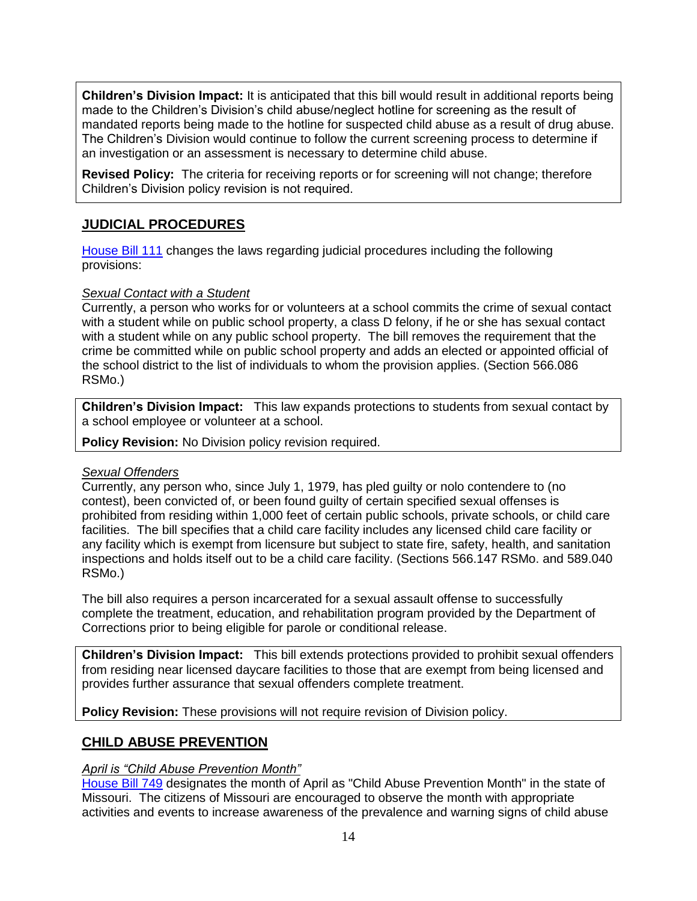**Children's Division Impact:** It is anticipated that this bill would result in additional reports being made to the Children's Division's child abuse/neglect hotline for screening as the result of mandated reports being made to the hotline for suspected child abuse as a result of drug abuse. The Children's Division would continue to follow the current screening process to determine if an investigation or an assessment is necessary to determine child abuse.

**Revised Policy:** The criteria for receiving reports or for screening will not change; therefore Children's Division policy revision is not required.

## JUDICIAL PROCEDURES

House Bill 111 changes the laws regarding judicial procedures including the following provisions:

*Sexual Contact with a Student*

Currently, a person who works for or volunteers at a school commits the crime of sexual contact with a student while on public school property, a class D felony, if he or she has sexual contact with a student while on any public school property. The bill removes the requirement that the crime be committed while on public school property and adds an elected or appointed official of the school district to the list of individuals to whom the provision applies. (Section 566.086 RSMo.)

**Children's Division Impact:** This law expands protections to students from sexual contact by a school employee or volunteer at a school.

**Policy Revision:** No Division policy revision required.

*Sexual Offenders*

Currently, any person who, since July 1, 1979, has pled guilty or nolo contendere to (no contest), been convicted of, or been found guilty of certain specified sexual offenses is prohibited from residing within 1,000 feet of certain public schools, private schools, or child care facilities. The bill specifies that a child care facility includes any licensed child care facility or any facility which is exempt from licensure but subject to state fire, safety, health, and sanitation inspections and holds itself out to be a child care facility. (Sections 566.147 RSMo. and 589.040 RSMo.)

The bill also requires a person incarcerated for a sexual assault offense to successfully complete the treatment, education, and rehabilitation program provided by the Department of Corrections prior to being eligible for parole or conditional release.

**Children's Division Impact:** This bill extends protections provided to prohibit sexual offenders from residing near licensed daycare facilities to those that are exempt from being licensed and provides further assurance that sexual offenders complete treatment.

**Policy Revision:** These provisions will not require revision of Division policy.

## CHILD ABUSE PREVENTION

*April is "Child Abuse Prevention Month"*

House Bill 749 designates the month of April as "Child Abuse Prevention Month" in the state of Missouri. The citizens of Missouri are encouraged to observe the month with appropriate activities and events to increase awareness of the prevalence and warning signs of child abuse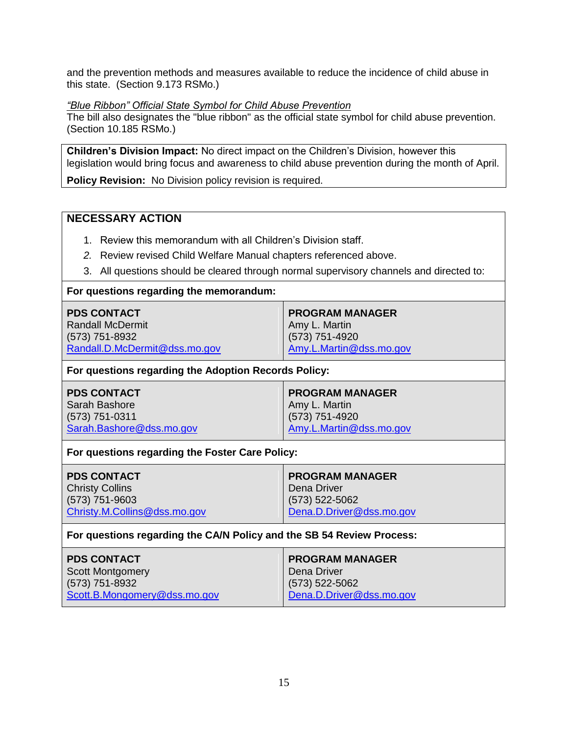and the prevention methods and measures available to reduce the incidence of child abuse in this state. (Section 9.173 RSMo.)

*"Blue Ribbon" Official State Symbol for Child Abuse Prevention*

The bill also designates the "blue ribbon" as the official state symbol for child abuse prevention. (Section 10.185 RSMo.)

**Children's Division Impact:** No direct impact on the Children's Division, however this legislation would bring focus and awareness to child abuse prevention during the month of April.

**Policy Revision:** No Division policy revision is required.

## NECESSARY ACTION

1. Review this memorandum with all Children's Division staff.
2. Review revised Child Welfare Manual chapters referenced above.
3. All questions should be cleared through normal supervisory channels and directed to:

**For questions regarding the memorandum:**

| PDS CONTACT | PROGRAM MANAGER |
|---|---|
| Randall McDermit<br>(573) 751-8932<br>Randall.D.McDermit@dss.mo.gov | Amy L. Martin<br>(573) 751-4920<br>Amy.L.Martin@dss.mo.gov |

**For questions regarding the Adoption Records Policy:**

| PDS CONTACT | PROGRAM MANAGER |
|---|---|
| Sarah Bashore<br>(573) 751-0311<br>Sarah.Bashore@dss.mo.gov | Amy L. Martin<br>(573) 751-4920<br>Amy.L.Martin@dss.mo.gov |

**For questions regarding the Foster Care Policy:**

| PDS CONTACT | PROGRAM MANAGER |
|---|---|
| Christy Collins<br>(573) 751-9603<br>Christy.M.Collins@dss.mo.gov | Dena Driver<br>(573) 522-5062<br>Dena.D.Driver@dss.mo.gov |

**For questions regarding the CA/N Policy and the SB 54 Review Process:**

| PDS CONTACT | PROGRAM MANAGER |
|---|---|
| Scott Montgomery<br>(573) 751-8932<br>Scott.B.Mongomery@dss.mo.gov | Dena Driver<br>(573) 522-5062<br>Dena.D.Driver@dss.mo.gov |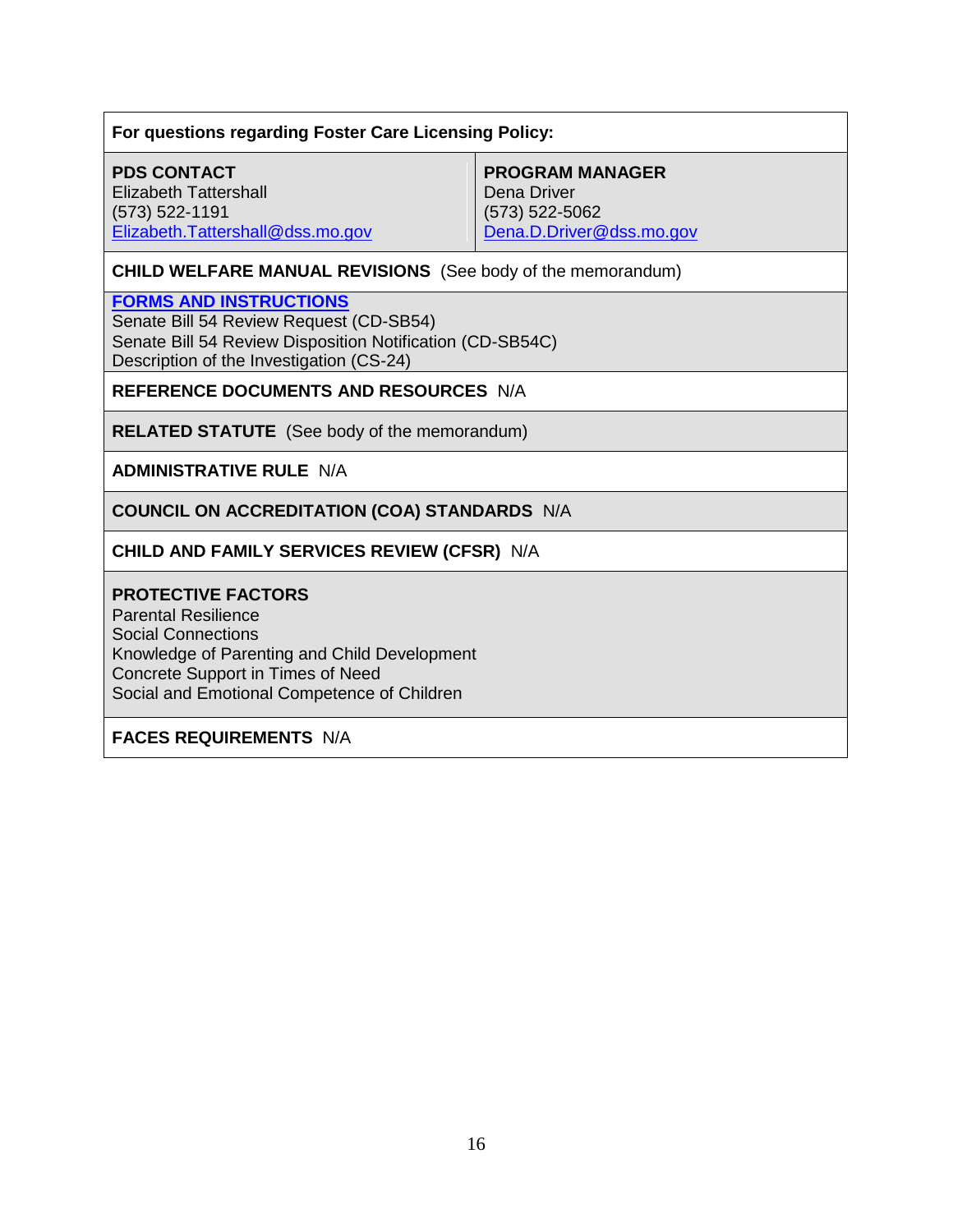**For questions regarding Foster Care Licensing Policy:**

| | |
|---|---|
| **PDS CONTACT**<br>Elizabeth Tattershall<br>(573) 522-1191<br>Elizabeth.Tattershall@dss.mo.gov | **PROGRAM MANAGER**<br>Dena Driver<br>(573) 522-5062<br>Dena.D.Driver@dss.mo.gov |

**CHILD WELFARE MANUAL REVISIONS** (See body of the memorandum)

**FORMS AND INSTRUCTIONS**
Senate Bill 54 Review Request (CD-SB54)
Senate Bill 54 Review Disposition Notification (CD-SB54C)
Description of the Investigation (CS-24)

**REFERENCE DOCUMENTS AND RESOURCES** N/A

**RELATED STATUTE** (See body of the memorandum)

**ADMINISTRATIVE RULE** N/A

**COUNCIL ON ACCREDITATION (COA) STANDARDS** N/A

**CHILD AND FAMILY SERVICES REVIEW (CFSR)** N/A

**PROTECTIVE FACTORS**
Parental Resilience
Social Connections
Knowledge of Parenting and Child Development
Concrete Support in Times of Need
Social and Emotional Competence of Children

**FACES REQUIREMENTS** N/A